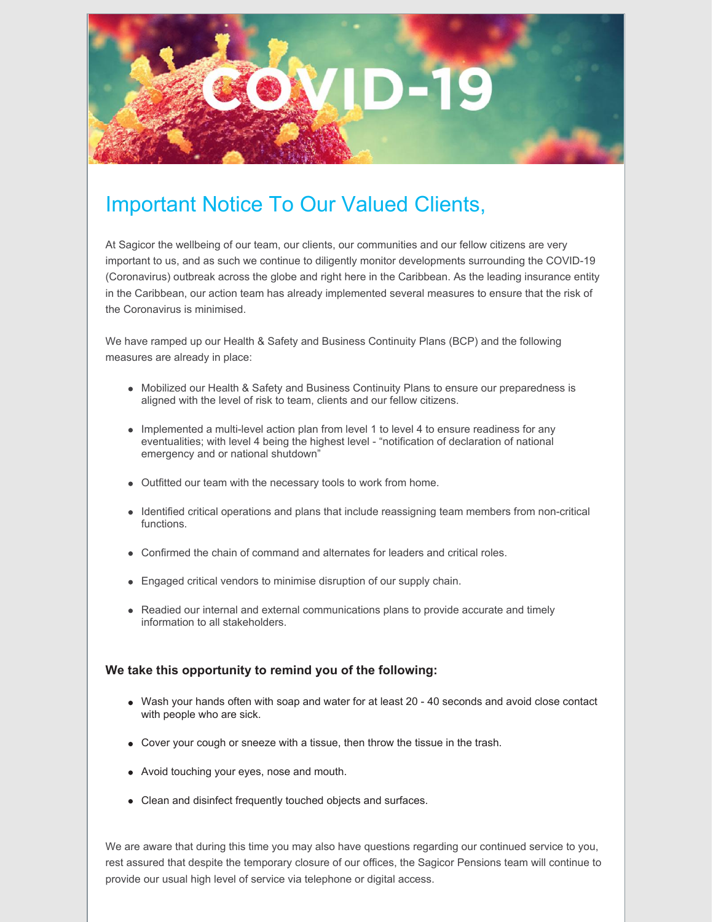# Important Notice To Our Valued Clients,

At Sagicor the wellbeing of our team, our clients, our communities and our fellow citizens are very important to us, and as such we continue to diligently monitor developments surrounding the COVID-19 (Coronavirus) outbreak across the globe and right here in the Caribbean. As the leading insurance entity in the Caribbean, our action team has already implemented several measures to ensure that the risk of the Coronavirus is minimised.

We have ramped up our Health & Safety and Business Continuity Plans (BCP) and the following measures are already in place:

- Mobilized our Health & Safety and Business Continuity Plans to ensure our preparedness is aligned with the level of risk to team, clients and our fellow citizens.
- Implemented a multi-level action plan from level 1 to level 4 to ensure readiness for any eventualities; with level 4 being the highest level - "notification of declaration of national emergency and or national shutdown"
- Outfitted our team with the necessary tools to work from home.
- Identified critical operations and plans that include reassigning team members from non-critical functions.
- Confirmed the chain of command and alternates for leaders and critical roles.
- Engaged critical vendors to minimise disruption of our supply chain.
- Readied our internal and external communications plans to provide accurate and timely information to all stakeholders.

### We take this opportunity to remind you of the following:

- Wash your hands often with soap and water for at least 20 - 40 seconds and avoid close contact with people who are sick.
- Cover your cough or sneeze with a tissue, then throw the tissue in the trash.
- Avoid touching your eyes, nose and mouth.
- Clean and disinfect frequently touched objects and surfaces.

We are aware that during this time you may also have questions regarding our continued service to you, rest assured that despite the temporary closure of our offices, the Sagicor Pensions team will continue to provide our usual high level of service via telephone or digital access.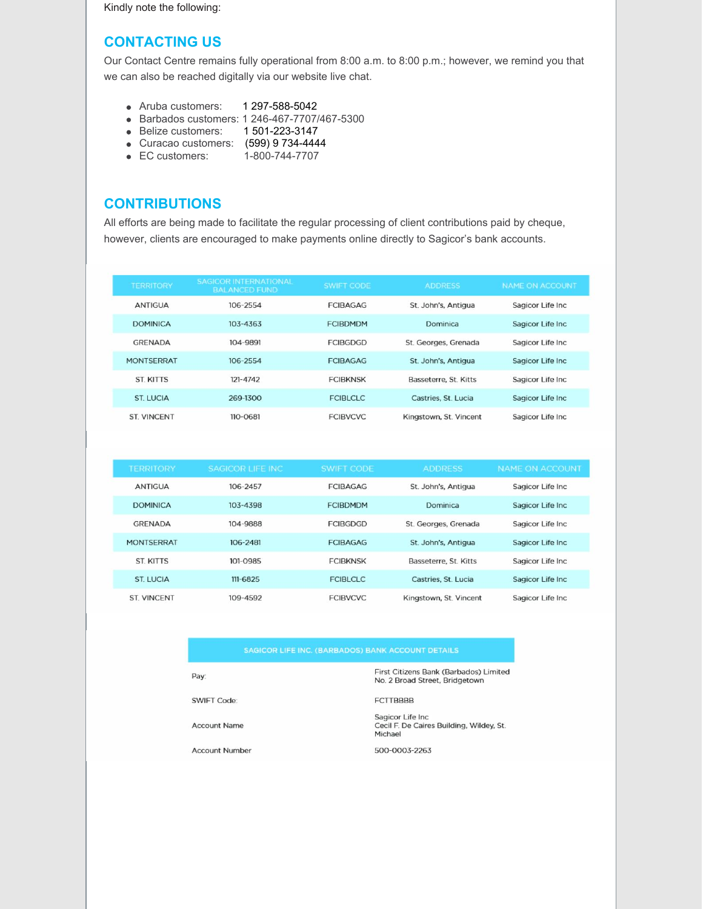Kindly note the following:

## CONTACTING US

Our Contact Centre remains fully operational from 8:00 a.m. to 8:00 p.m.; however, we remind you that we can also be reached digitally via our website live chat.

- Aruba customers: 1 297-588-5042
- Barbados customers: 1 246-467-7707/467-5300
- Belize customers: 1 501-223-3147
- Curacao customers: (599) 9 734-4444
- EC customers: 1-800-744-7707

## CONTRIBUTIONS

All efforts are being made to facilitate the regular processing of client contributions paid by cheque, however, clients are encouraged to make payments online directly to Sagicor's bank accounts.

| TERRITORY | SAGICOR INTERNATIONAL BALANCED FUND | SWIFT CODE | ADDRESS | NAME ON ACCOUNT |
|---|---|---|---|---|
| ANTIGUA | 106-2554 | FCIBAGAG | St. John's, Antigua | Sagicor Life Inc |
| DOMINICA | 103-4363 | FCIBDMDM | Dominica | Sagicor Life Inc |
| GRENADA | 104-9891 | FCIBGDGD | St. Georges, Grenada | Sagicor Life Inc |
| MONTSERRAT | 106-2554 | FCIBAGAG | St. John's, Antigua | Sagicor Life Inc |
| ST. KITTS | 121-4742 | FCIBKNSK | Basseterre, St. Kitts | Sagicor Life Inc |
| ST. LUCIA | 269-1300 | FCIBLCLC | Castries, St. Lucia | Sagicor Life Inc |
| ST. VINCENT | 110-0681 | FCIBVCVC | Kingstown, St. Vincent | Sagicor Life Inc |

| TERRITORY | SAGICOR LIFE INC | SWIFT CODE | ADDRESS | NAME ON ACCOUNT |
|---|---|---|---|---|
| ANTIGUA | 106-2457 | FCIBAGAG | St. John's, Antigua | Sagicor Life Inc |
| DOMINICA | 103-4398 | FCIBDMDM | Dominica | Sagicor Life Inc |
| GRENADA | 104-9888 | FCIBGDGD | St. Georges, Grenada | Sagicor Life Inc |
| MONTSERRAT | 106-2481 | FCIBAGAG | St. John's, Antigua | Sagicor Life Inc |
| ST. KITTS | 101-0985 | FCIBKNSK | Basseterre, St. Kitts | Sagicor Life Inc |
| ST. LUCIA | 111-6825 | FCIBLCLC | Castries, St. Lucia | Sagicor Life Inc |
| ST. VINCENT | 109-4592 | FCIBVCVC | Kingstown, St. Vincent | Sagicor Life Inc |

| SAGICOR LIFE INC. (BARBADOS) BANK ACCOUNT DETAILS | |
|---|---|
| Pay: | First Citizens Bank (Barbados) Limited No. 2 Broad Street, Bridgetown |
| SWIFT Code: | FCTTBBBB |
| Account Name | Sagicor Life Inc Cecil F. De Caires Building, Wildey, St. Michael |
| Account Number | 500-0003-2263 |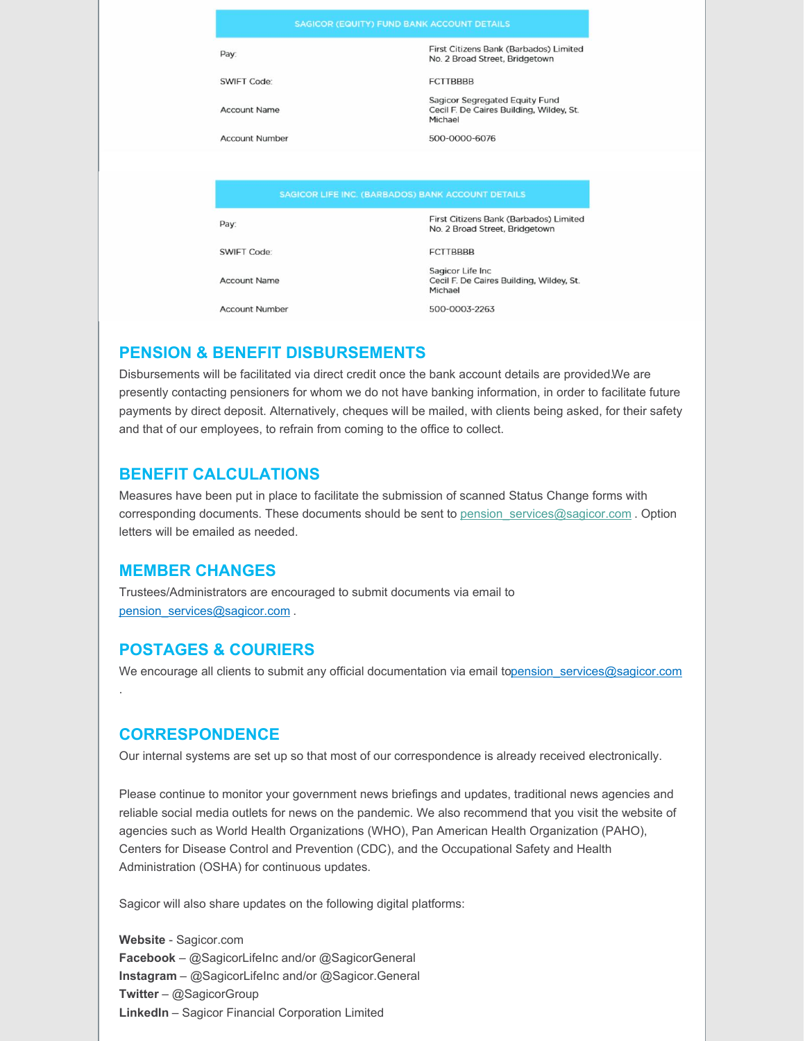| SAGICOR (EQUITY) FUND BANK ACCOUNT DETAILS | |
| --- | --- |
| Pay: | First Citizens Bank (Barbados) Limited<br>No. 2 Broad Street, Bridgetown |
| SWIFT Code: | FCTTBBBB |
| Account Name | Sagicor Segregated Equity Fund<br>Cecil F. De Caires Building, Wildey, St. Michael |
| Account Number | 500-0000-6076 |

| SAGICOR LIFE INC. (BARBADOS) BANK ACCOUNT DETAILS | |
| --- | --- |
| Pay: | First Citizens Bank (Barbados) Limited<br>No. 2 Broad Street, Bridgetown |
| SWIFT Code: | FCTTBBBB |
| Account Name | Sagicor Life Inc<br>Cecil F. De Caires Building, Wildey, St. Michael |
| Account Number | 500-0003-2263 |

## PENSION & BENEFIT DISBURSEMENTS

Disbursements will be facilitated via direct credit once the bank account details are provided.We are presently contacting pensioners for whom we do not have banking information, in order to facilitate future payments by direct deposit. Alternatively, cheques will be mailed, with clients being asked, for their safety and that of our employees, to refrain from coming to the office to collect.

## BENEFIT CALCULATIONS

Measures have been put in place to facilitate the submission of scanned Status Change forms with corresponding documents. These documents should be sent to pension_services@sagicor.com . Option letters will be emailed as needed.

## MEMBER CHANGES

Trustees/Administrators are encouraged to submit documents via email to pension_services@sagicor.com .

## POSTAGES & COURIERS

We encourage all clients to submit any official documentation via email topension_services@sagicor.com .

## CORRESPONDENCE

Our internal systems are set up so that most of our correspondence is already received electronically.

Please continue to monitor your government news briefings and updates, traditional news agencies and reliable social media outlets for news on the pandemic. We also recommend that you visit the website of agencies such as World Health Organizations (WHO), Pan American Health Organization (PAHO), Centers for Disease Control and Prevention (CDC), and the Occupational Safety and Health Administration (OSHA) for continuous updates.

Sagicor will also share updates on the following digital platforms:

**Website** - Sagicor.com
**Facebook** – @SagicorLifeInc and/or @SagicorGeneral
**Instagram** – @SagicorLifeInc and/or @Sagicor.General
**Twitter** – @SagicorGroup
**LinkedIn** – Sagicor Financial Corporation Limited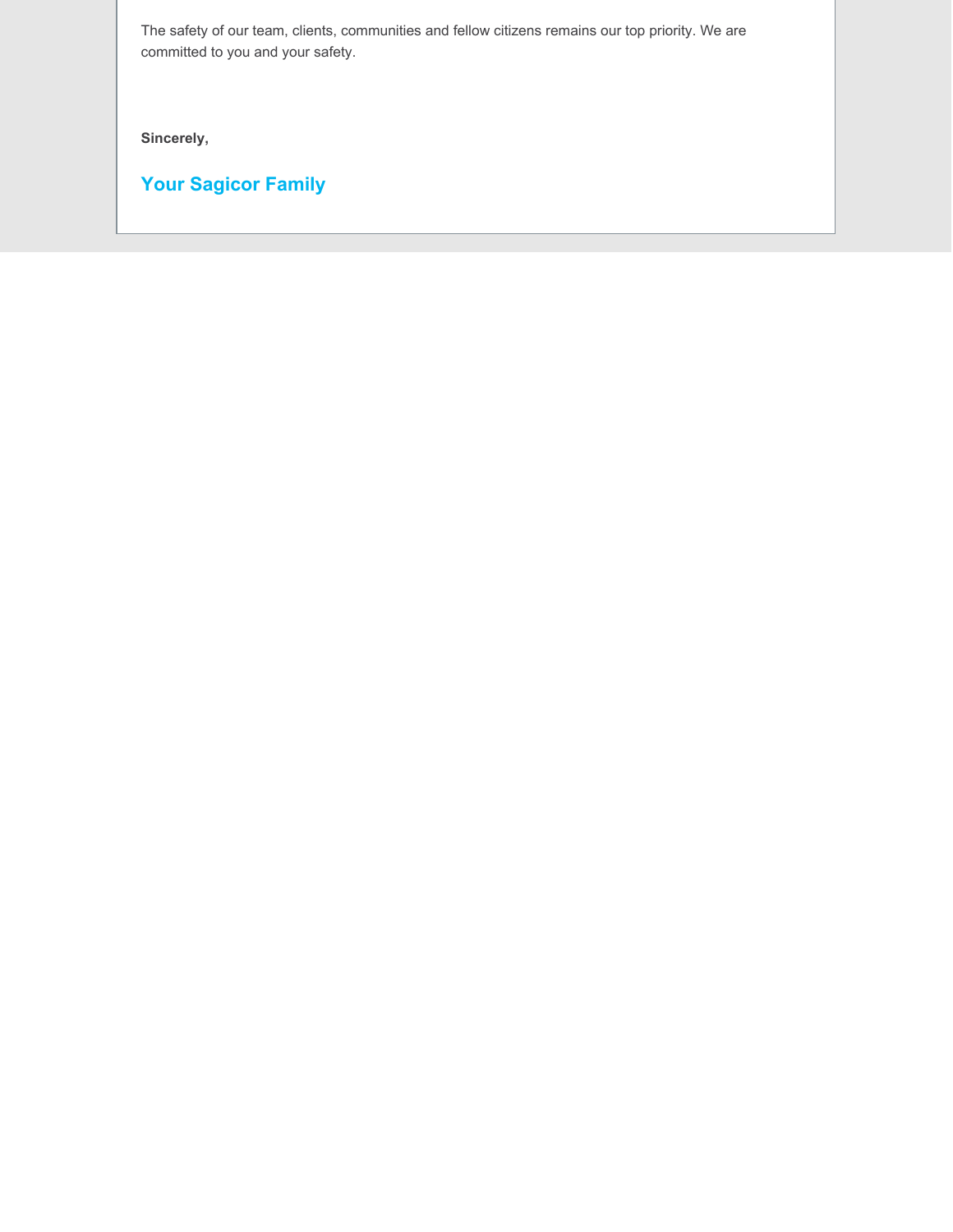The safety of our team, clients, communities and fellow citizens remains our top priority. We are committed to you and your safety.

**Sincerely,**

**Your Sagicor Family**